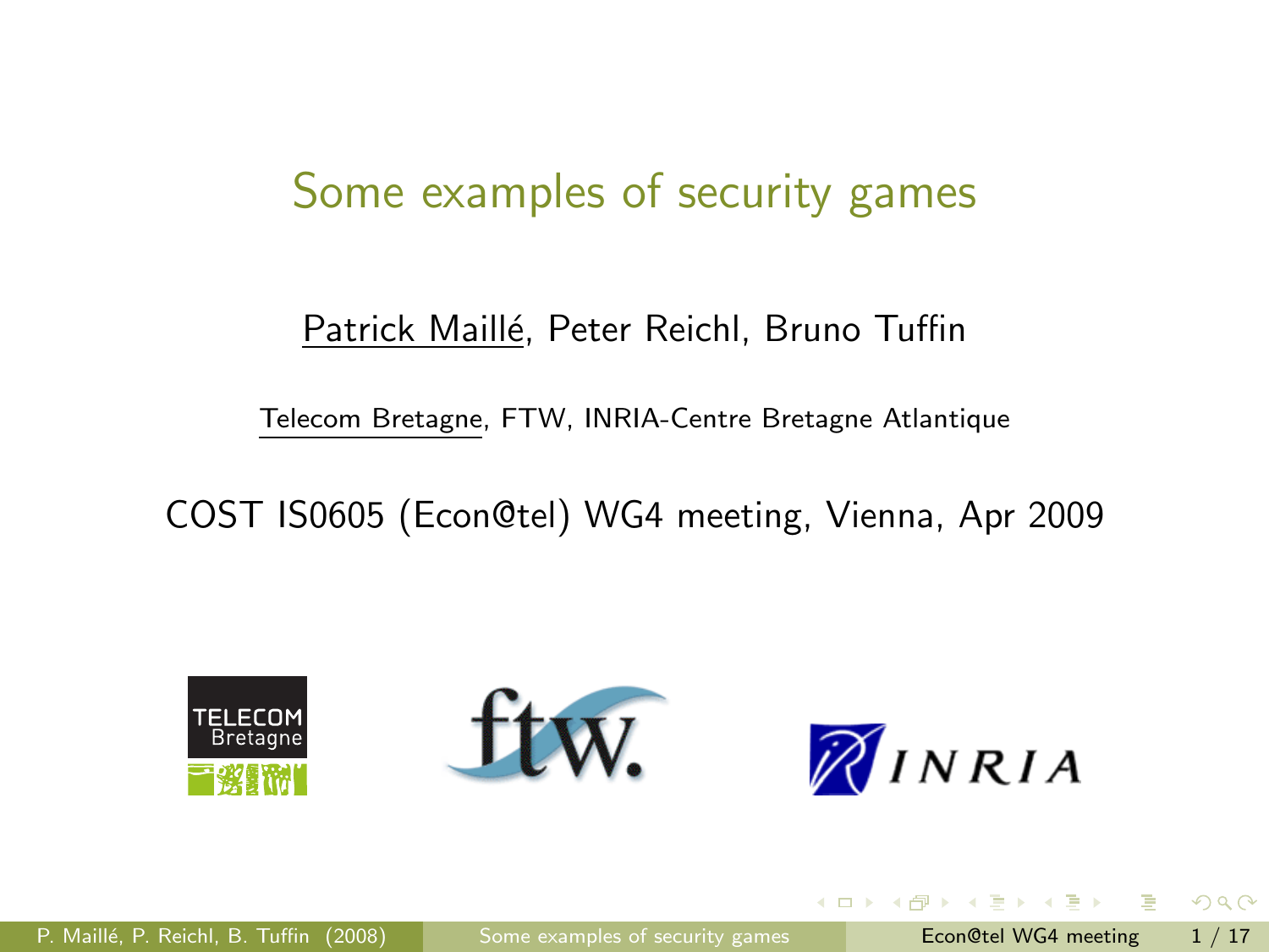# Some examples of security games

Patrick Maillé, Peter Reichl, Bruno Tuffin

Telecom Bretagne, FTW, INRIA-Centre Bretagne Atlantique

COST IS0605 (Econ@tel) WG4 meeting, Vienna, Apr 2009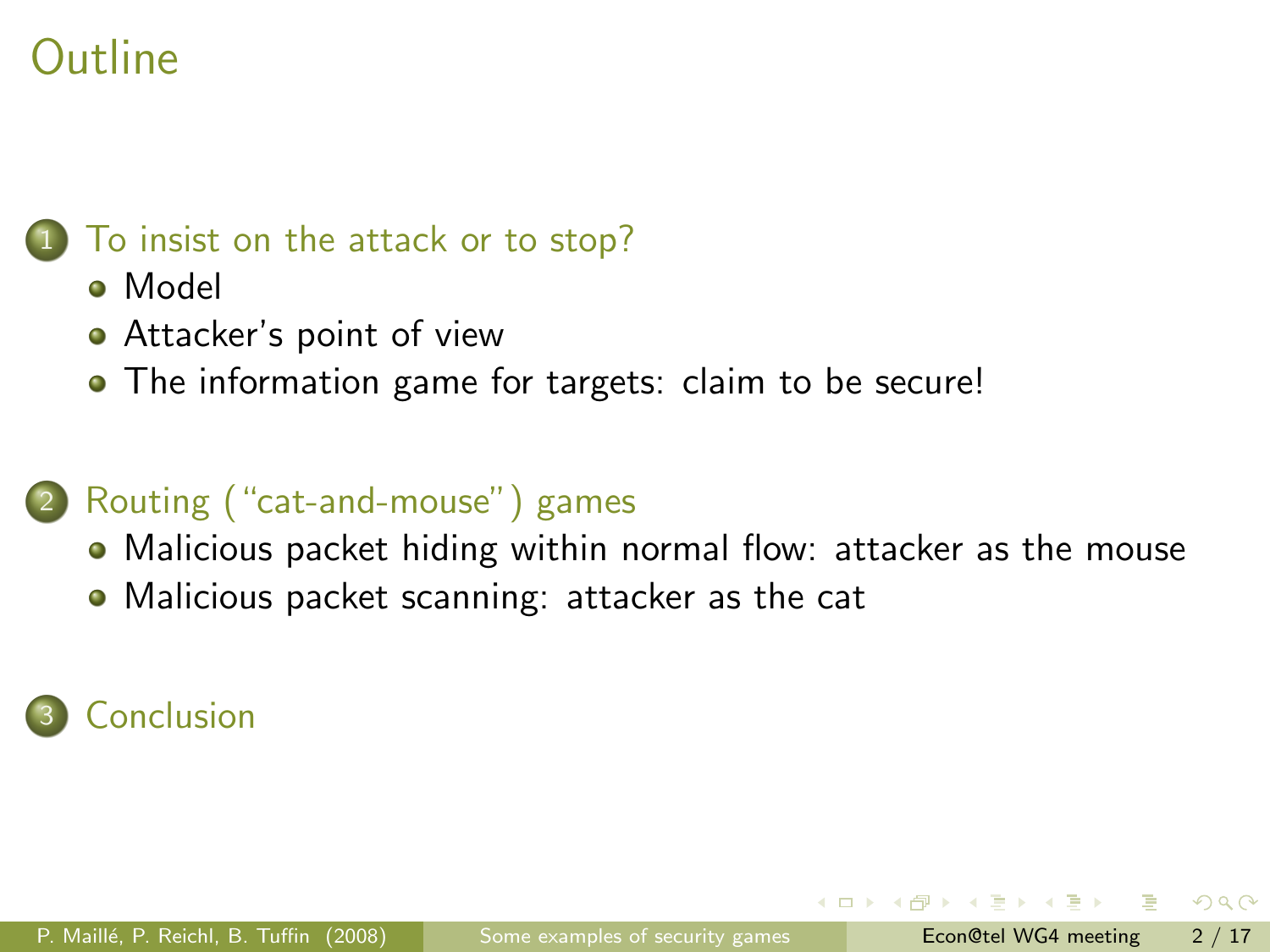# Outline

1. To insist on the attack or to stop?
   - Model
   - Attacker's point of view
   - The information game for targets: claim to be secure!

2. Routing ("cat-and-mouse") games
   - Malicious packet hiding within normal flow: attacker as the mouse
   - Malicious packet scanning: attacker as the cat

3. Conclusion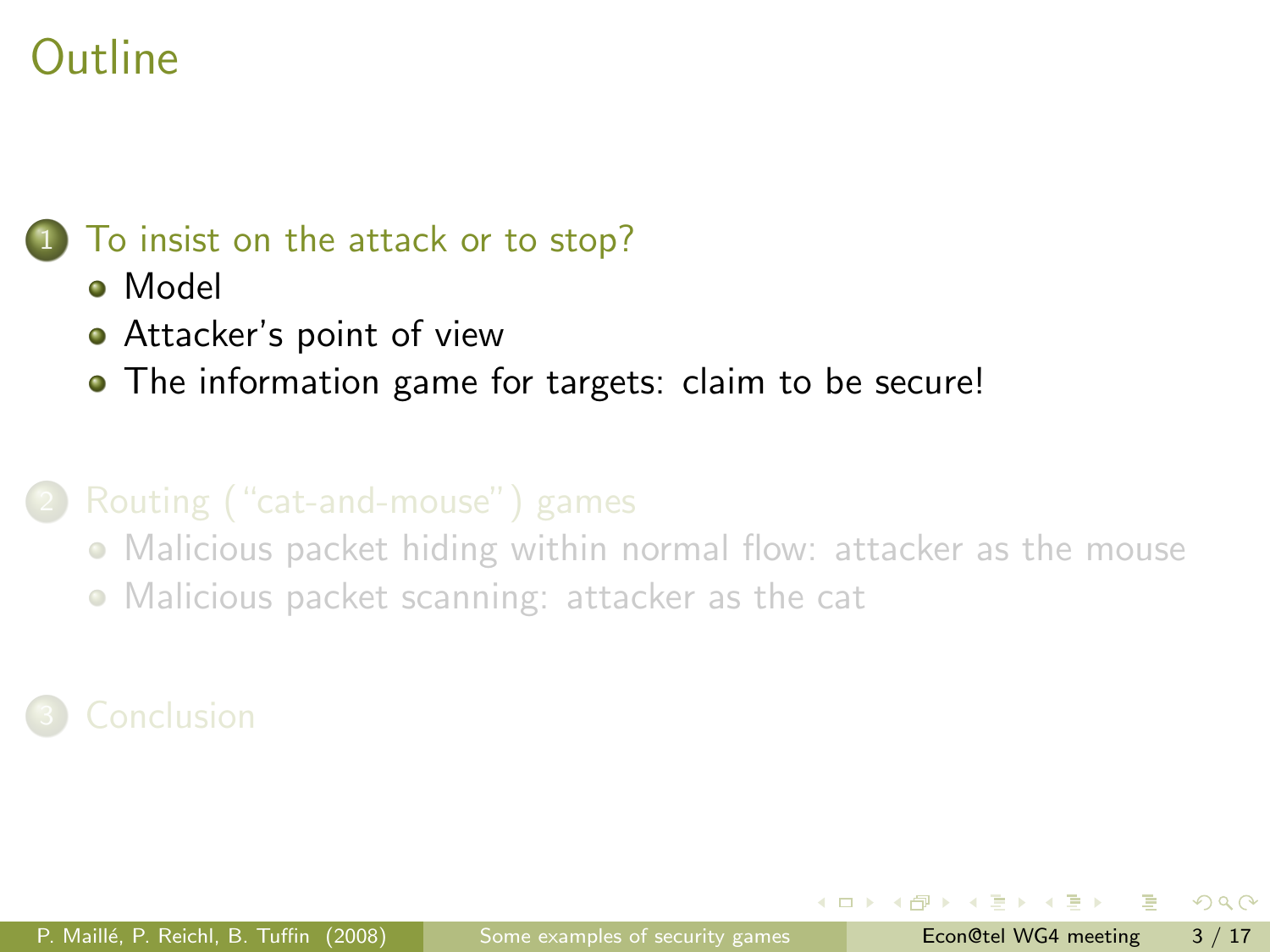# Outline

1. To insist on the attack or to stop?
   - Model
   - Attacker's point of view
   - The information game for targets: claim to be secure!

2. Routing ("cat-and-mouse") games
   - Malicious packet hiding within normal flow: attacker as the mouse
   - Malicious packet scanning: attacker as the cat

3. Conclusion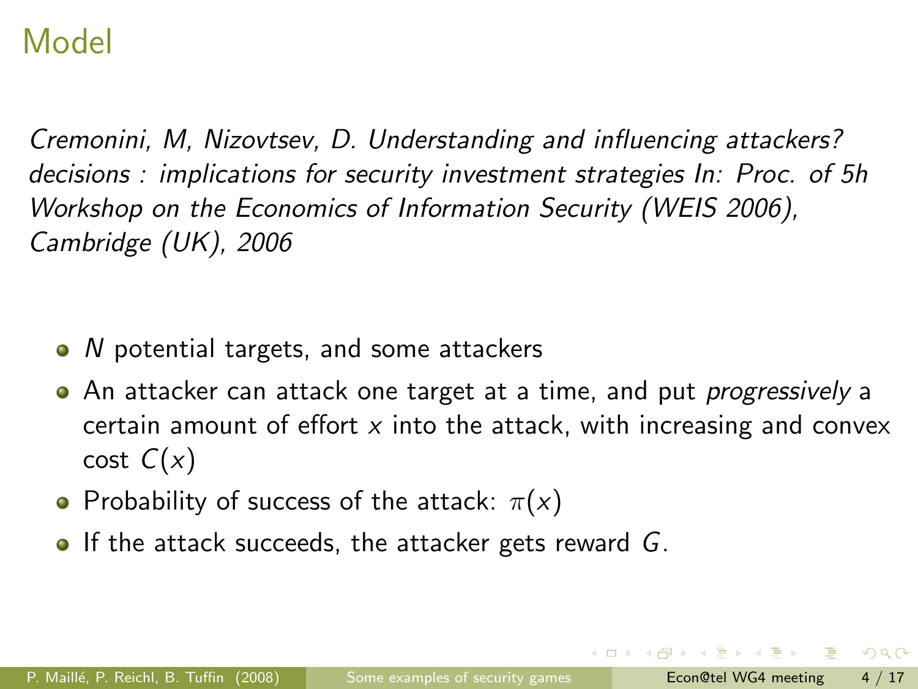# Model

*Cremonini, M, Nizovtsev, D. Understanding and influencing attackers? decisions : implications for security investment strategies In: Proc. of 5h Workshop on the Economics of Information Security (WEIS 2006), Cambridge (UK), 2006*

- $N$ potential targets, and some attackers
- An attacker can attack one target at a time, and put *progressively* a certain amount of effort $x$ into the attack, with increasing and convex cost $C(x)$
- Probability of success of the attack: $\pi(x)$
- If the attack succeeds, the attacker gets reward $G$.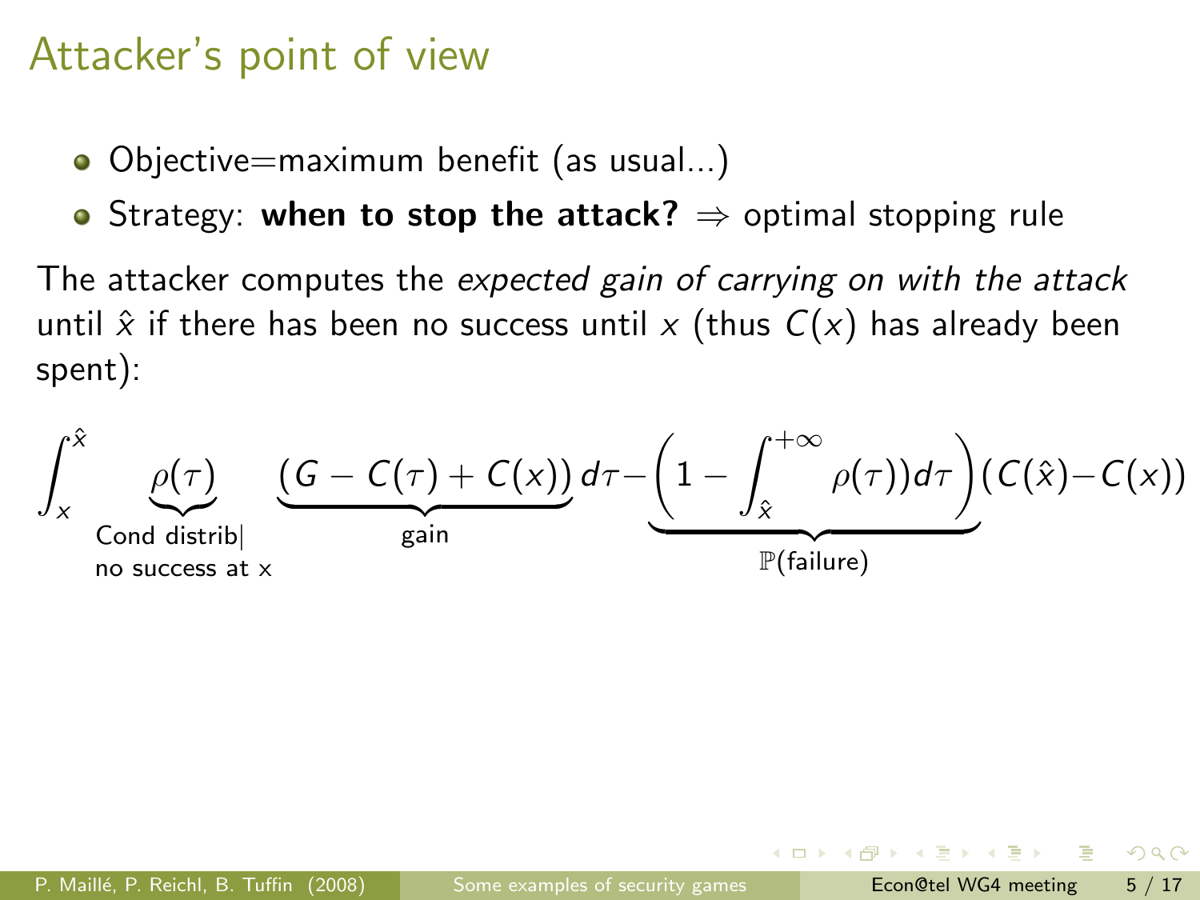# Attacker's point of view

- Objective=maximum benefit (as usual...)
- Strategy: **when to stop the attack?** $\Rightarrow$ optimal stopping rule

The attacker computes the *expected gain of carrying on with the attack* until $\hat{x}$ if there has been no success until $x$ (thus $C(x)$ has already been spent):

$$\int_x^{\hat{x}} \underbrace{\rho(\tau)}_{\substack{\text{Cond distrib}|\\ \text{no success at x}}} \underbrace{(G - C(\tau) + C(x))}_{\text{gain}} d\tau - \underbrace{\left(1 - \int_{\hat{x}}^{+\infty} \rho(\tau))d\tau\right)}_{\mathbb{P}(\text{failure})} (C(\hat{x}) - C(x))$$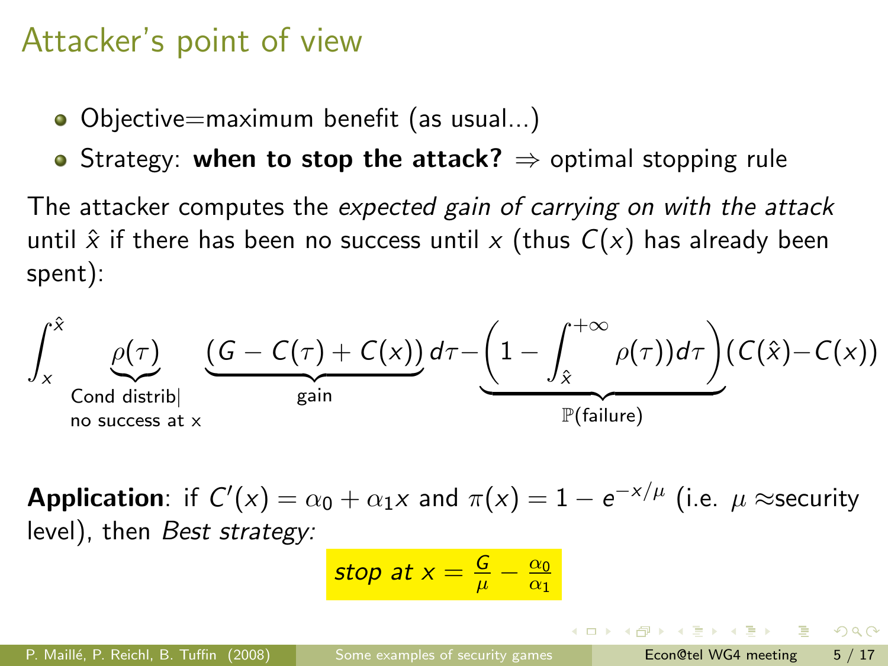## Attacker's point of view

- Objective=maximum benefit (as usual...)
- Strategy: **when to stop the attack?** $\Rightarrow$ optimal stopping rule

The attacker computes the *expected gain of carrying on with the attack* until $\hat{x}$ if there has been no success until $x$ (thus $C(x)$ has already been spent):

$$\int_x^{\hat{x}} \underbrace{\rho(\tau)}_{\substack{\text{Cond distrib}|\\ \text{no success at x}}} \underbrace{(G - C(\tau) + C(x))}_{\text{gain}} d\tau - \underbrace{\left(1 - \int_{\hat{x}}^{+\infty} \rho(\tau))d\tau\right)}_{\mathbb{P}(\text{failure})} (C(\hat{x}) - C(x))$$

**Application**: if $C'(x) = \alpha_0 + \alpha_1 x$ and $\pi(x) = 1 - e^{-x/\mu}$ (i.e. $\mu \approx$security level), then *Best strategy:*

$$\textit{stop at } x = \frac{G}{\mu} - \frac{\alpha_0}{\alpha_1}$$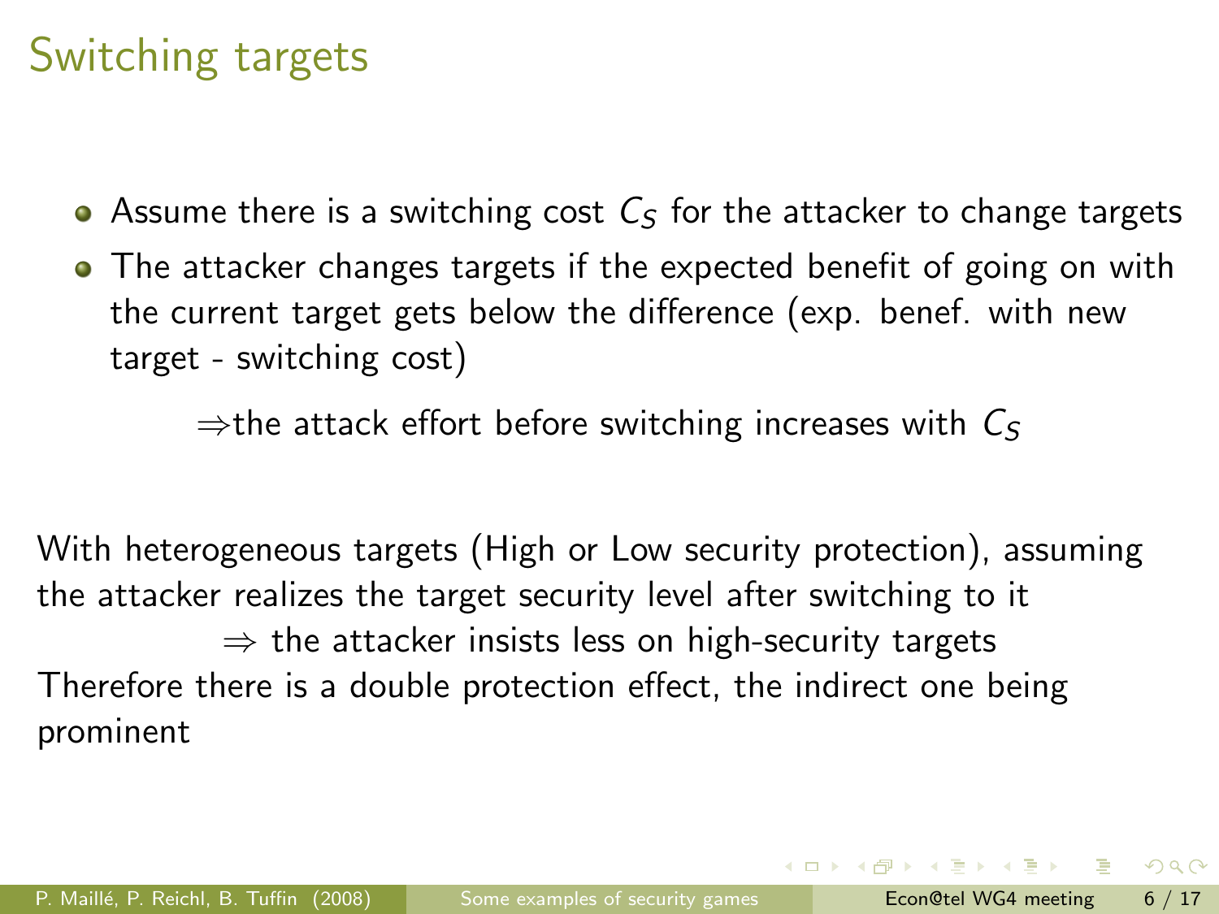# Switching targets

- Assume there is a switching cost $C_S$ for the attacker to change targets
- The attacker changes targets if the expected benefit of going on with the current target gets below the difference (exp. benef. with new target - switching cost)

$\Rightarrow$the attack effort before switching increases with $C_S$

With heterogeneous targets (High or Low security protection), assuming the attacker realizes the target security level after switching to it

$\Rightarrow$ the attacker insists less on high-security targets

Therefore there is a double protection effect, the indirect one being prominent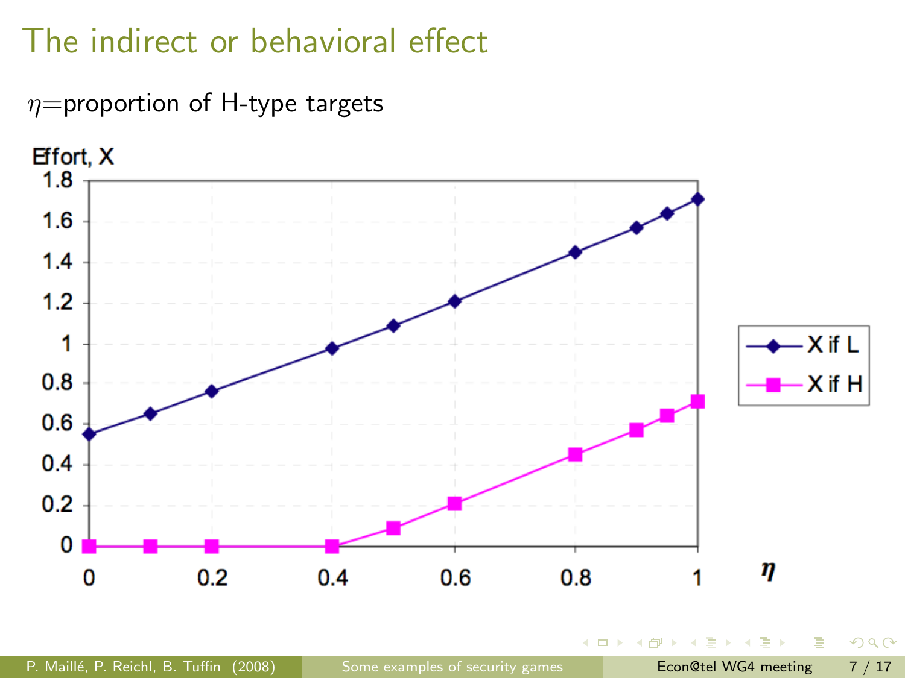# The indirect or behavioral effect

$\eta$=proportion of H-type targets

Effort, X

| $\eta$ | X if L | X if H |
|---|---|---|
| 0 | 0.55 | 0 |
| 0.1 | 0.65 | 0 |
| 0.2 | 0.76 | 0 |
| 0.4 | 0.98 | 0 |
| 0.5 | 1.09 | 0.09 |
| 0.6 | 1.21 | 0.21 |
| 0.8 | 1.45 | 0.45 |
| 0.9 | 1.57 | 0.57 |
| 0.95 | 1.64 | 0.64 |
| 1 | 1.71 | 0.71 |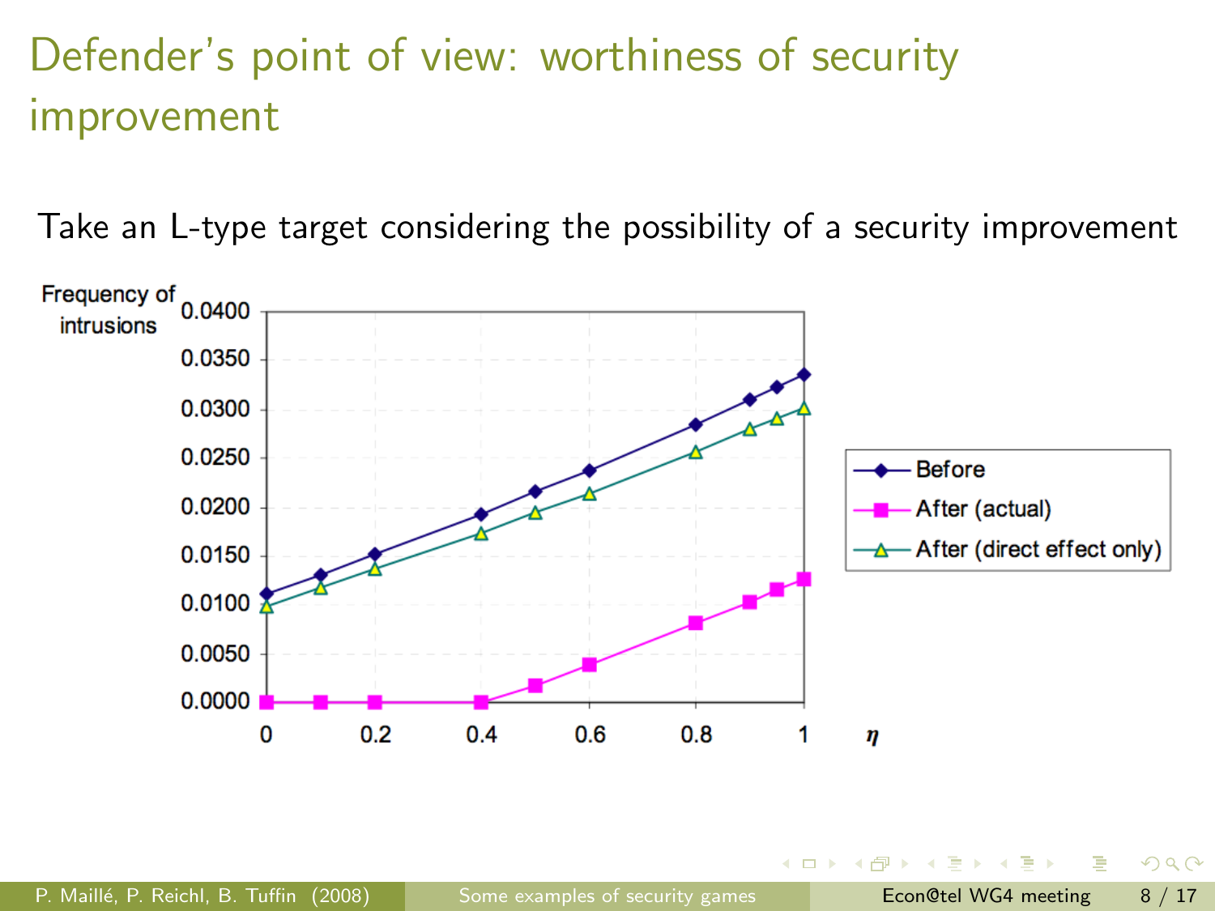# Defender's point of view: worthiness of security improvement

Take an L-type target considering the possibility of a security improvement

Frequency of intrusions

| $\eta$ | Before | After (actual) | After (direct effect only) |
|---|---|---|---|
| 0 | 0.0112 | 0.0000 | 0.0100 |
| 0.1 | 0.0130 | 0.0000 | 0.0118 |
| 0.2 | 0.0152 | 0.0000 | 0.0137 |
| 0.4 | 0.0193 | 0.0000 | 0.0174 |
| 0.5 | 0.0216 | 0.0017 | 0.0195 |
| 0.6 | 0.0238 | 0.0038 | 0.0214 |
| 0.8 | 0.0284 | 0.0081 | 0.0256 |
| 0.9 | 0.0310 | 0.0102 | 0.0279 |
| 0.95 | 0.0322 | 0.0115 | 0.0291 |
| 1 | 0.0335 | 0.0126 | 0.0302 |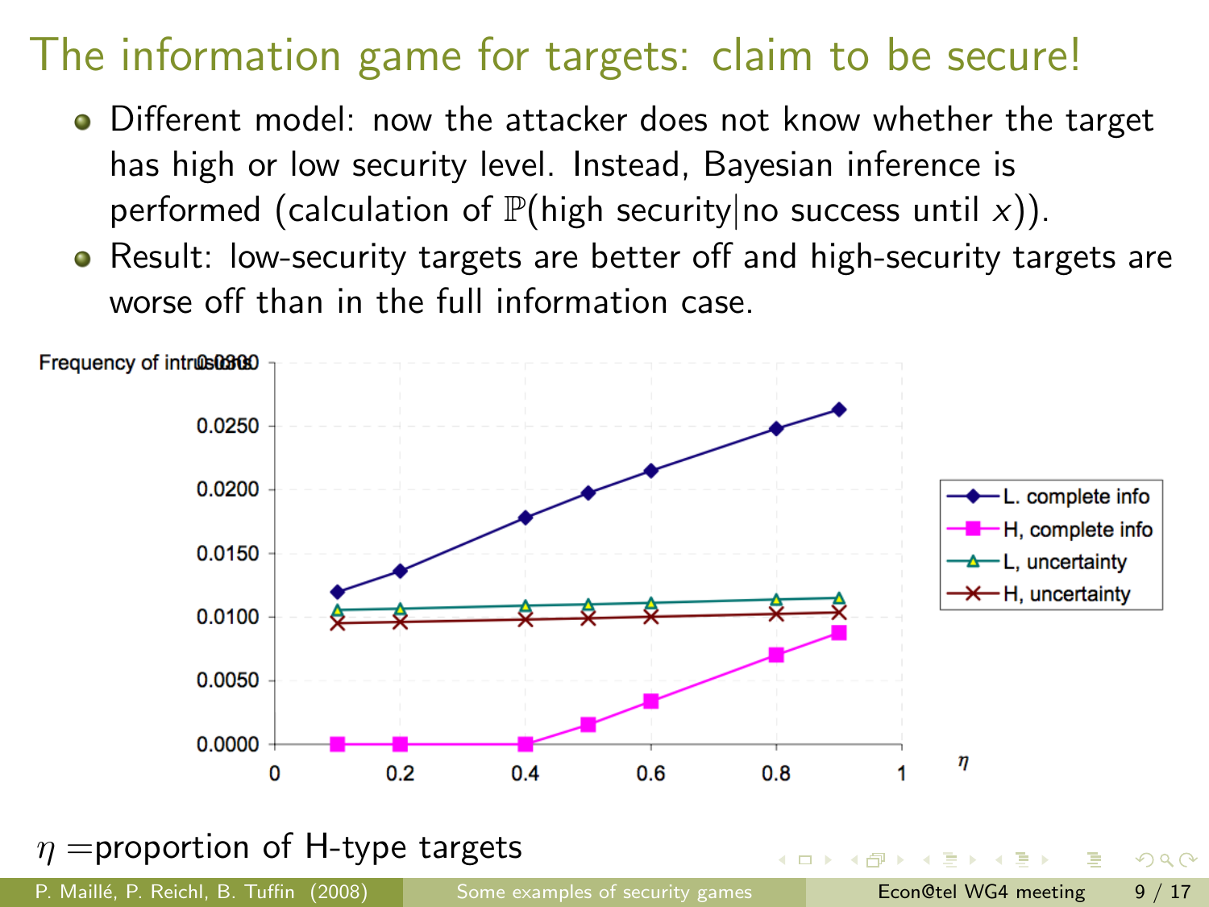# The information game for targets: claim to be secure!

- Different model: now the attacker does not know whether the target has high or low security level. Instead, Bayesian inference is performed (calculation of $\mathbb{P}(\text{high security}|\text{no success until } x)$).
- Result: low-security targets are better off and high-security targets are worse off than in the full information case.

$\eta$ =proportion of H-type targets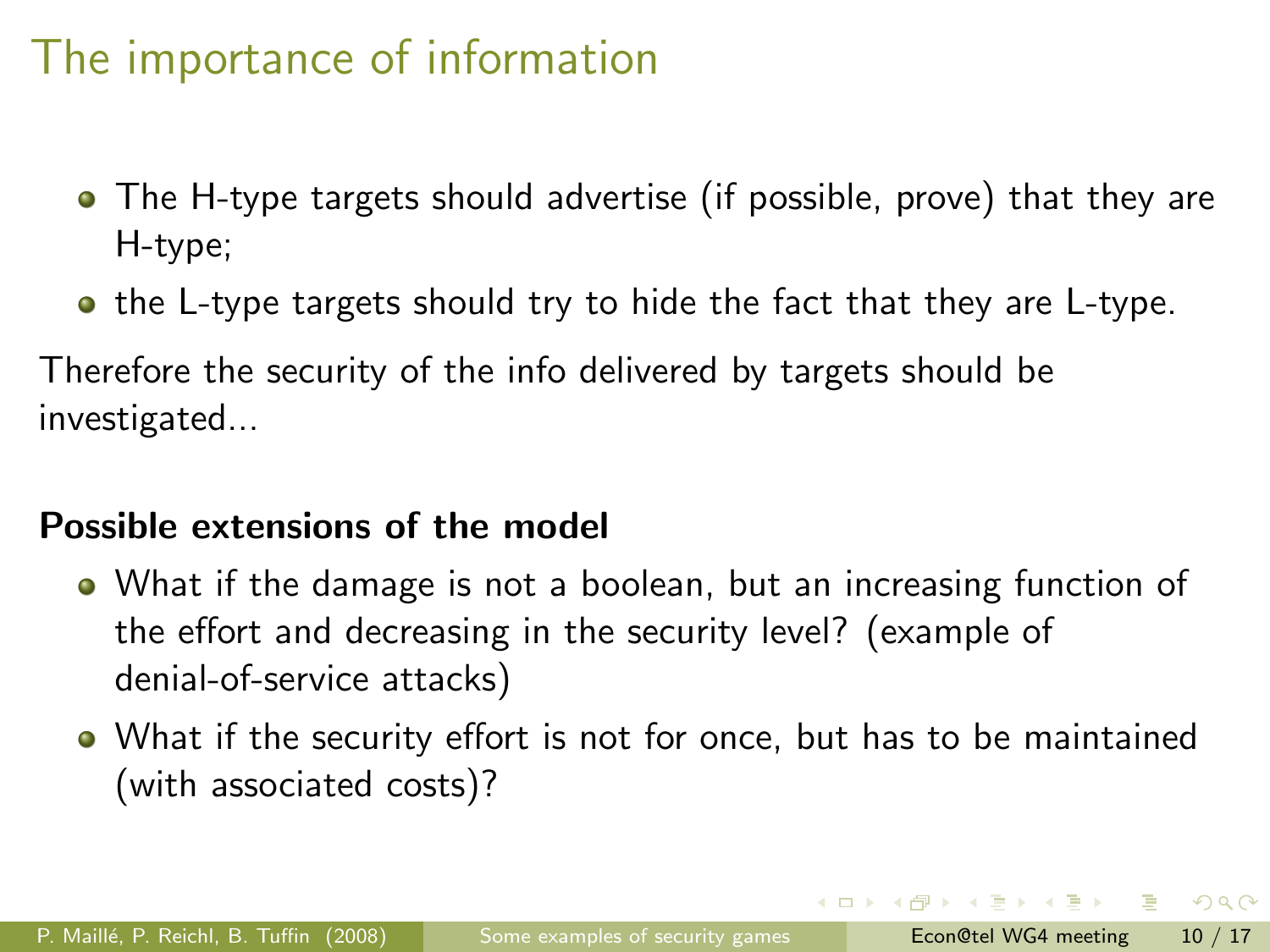# The importance of information

- The H-type targets should advertise (if possible, prove) that they are H-type;
- the L-type targets should try to hide the fact that they are L-type.

Therefore the security of the info delivered by targets should be investigated...

**Possible extensions of the model**

- What if the damage is not a boolean, but an increasing function of the effort and decreasing in the security level? (example of denial-of-service attacks)
- What if the security effort is not for once, but has to be maintained (with associated costs)?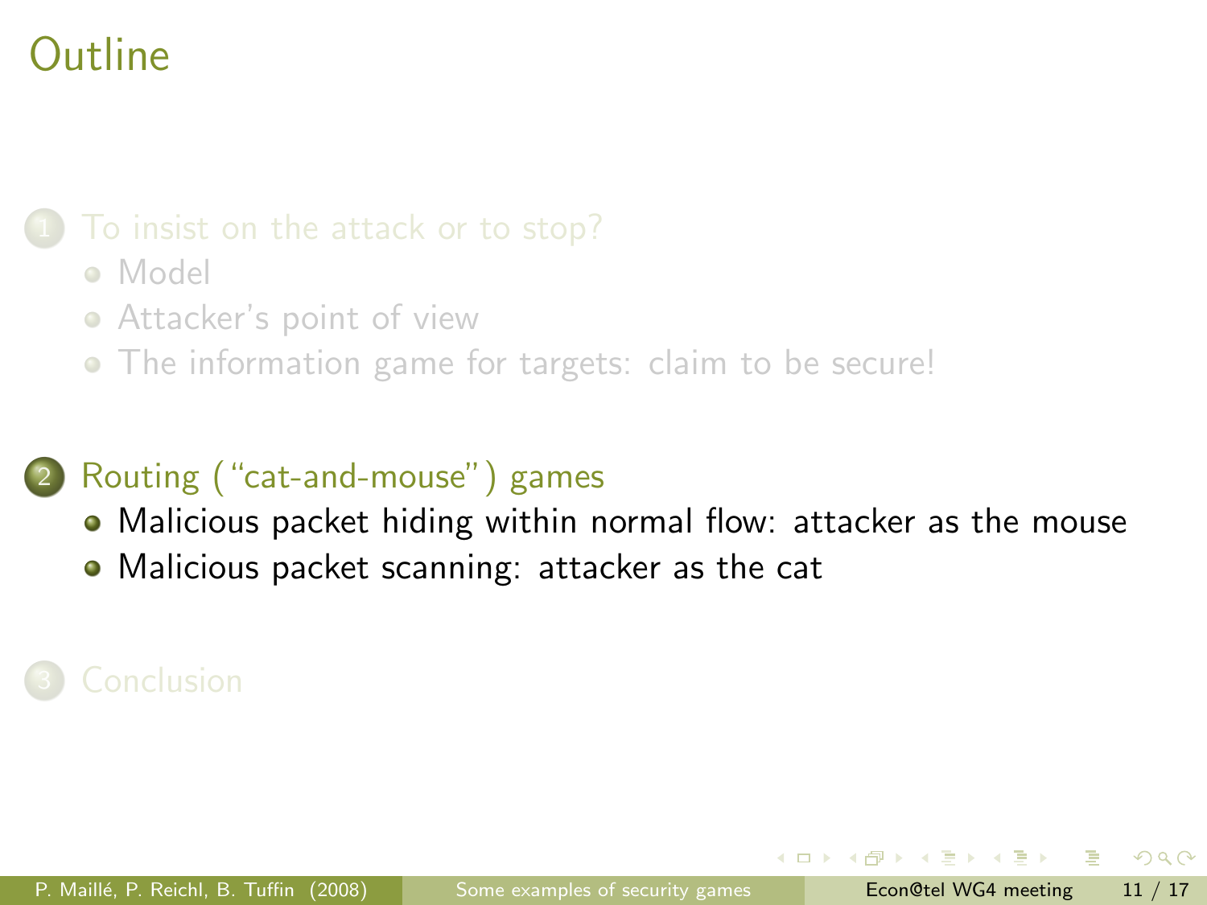# Outline

1. To insist on the attack or to stop?
   - Model
   - Attacker's point of view
   - The information game for targets: claim to be secure!

2. Routing ("cat-and-mouse") games
   - Malicious packet hiding within normal flow: attacker as the mouse
   - Malicious packet scanning: attacker as the cat

3. Conclusion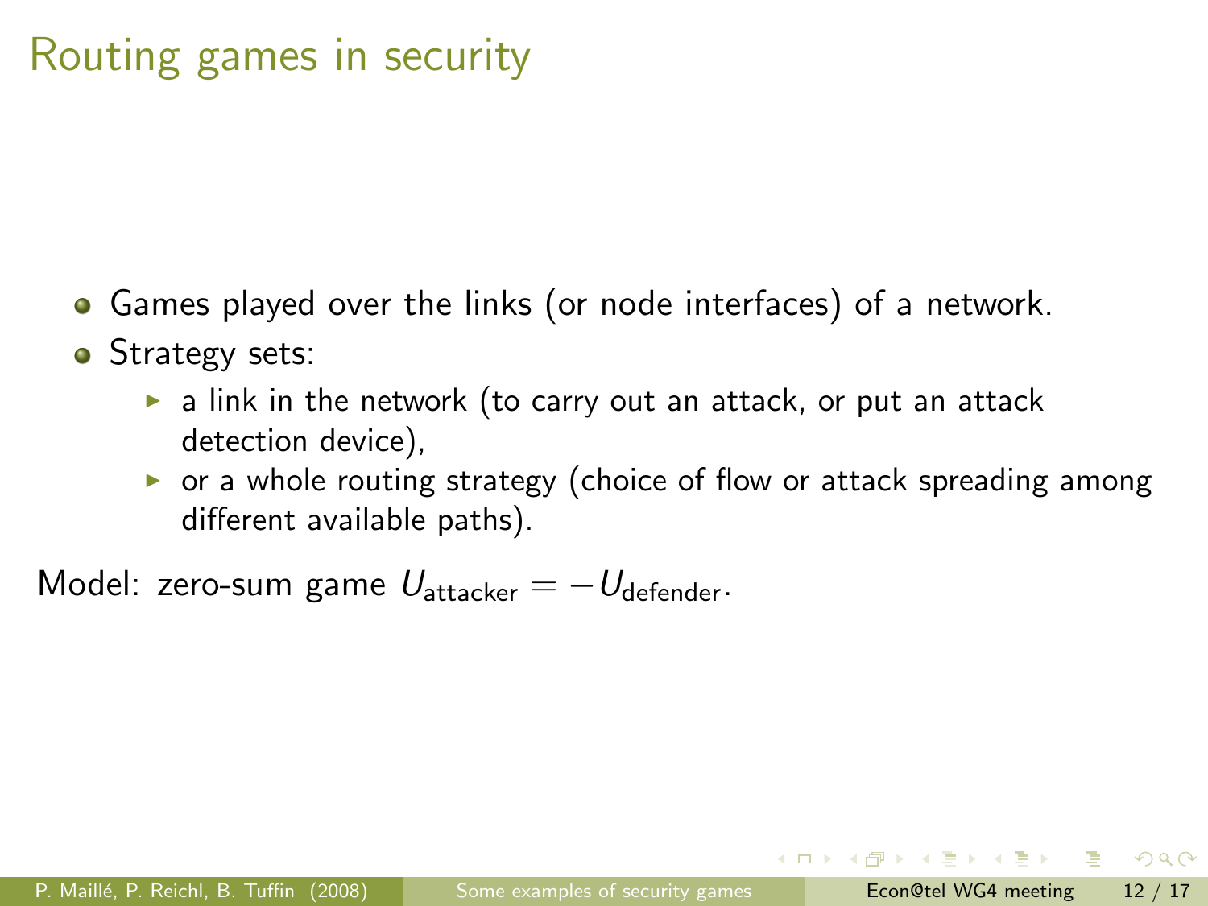# Routing games in security

- Games played over the links (or node interfaces) of a network.
- Strategy sets:
  - a link in the network (to carry out an attack, or put an attack detection device),
  - or a whole routing strategy (choice of flow or attack spreading among different available paths).

Model: zero-sum game $U_{\text{attacker}} = -U_{\text{defender}}$.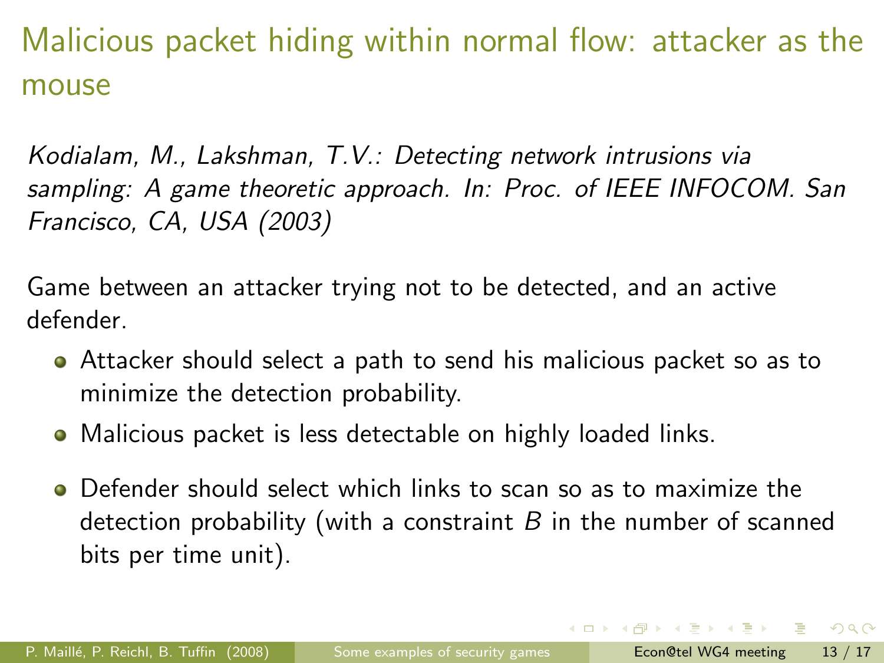## Malicious packet hiding within normal flow: attacker as the mouse

*Kodialam, M., Lakshman, T.V.: Detecting network intrusions via sampling: A game theoretic approach. In: Proc. of IEEE INFOCOM. San Francisco, CA, USA (2003)*

Game between an attacker trying not to be detected, and an active defender.

- Attacker should select a path to send his malicious packet so as to minimize the detection probability.
- Malicious packet is less detectable on highly loaded links.
- Defender should select which links to scan so as to maximize the detection probability (with a constraint $B$ in the number of scanned bits per time unit).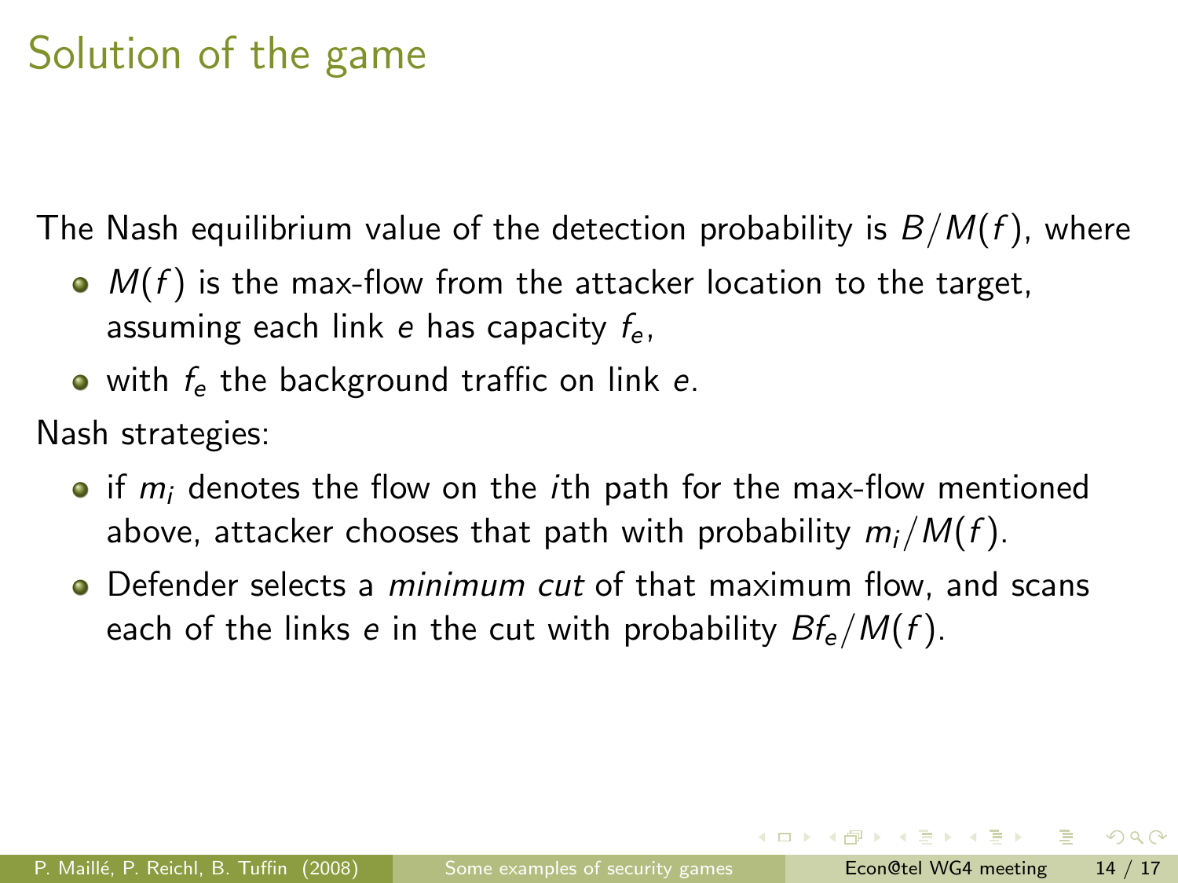# Solution of the game

The Nash equilibrium value of the detection probability is $B/M(f)$, where

- $M(f)$ is the max-flow from the attacker location to the target, assuming each link $e$ has capacity $f_e$,
- with $f_e$ the background traffic on link $e$.

Nash strategies:

- if $m_i$ denotes the flow on the $i$th path for the max-flow mentioned above, attacker chooses that path with probability $m_i/M(f)$.
- Defender selects a *minimum cut* of that maximum flow, and scans each of the links $e$ in the cut with probability $Bf_e/M(f)$.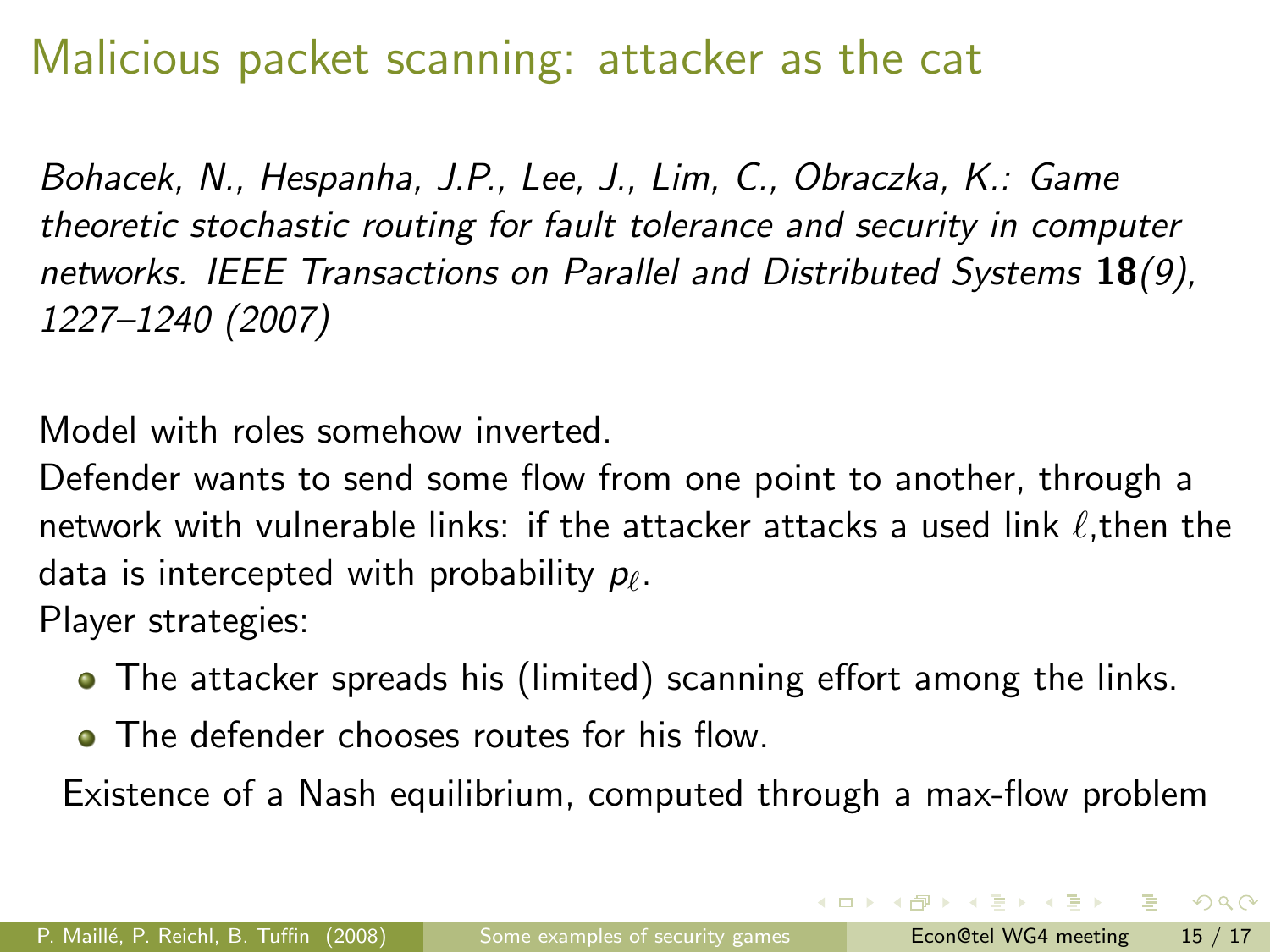# Malicious packet scanning: attacker as the cat

*Bohacek, N., Hespanha, J.P., Lee, J., Lim, C., Obraczka, K.: Game theoretic stochastic routing for fault tolerance and security in computer networks. IEEE Transactions on Parallel and Distributed Systems* **18***(9), 1227–1240 (2007)*

Model with roles somehow inverted.
Defender wants to send some flow from one point to another, through a network with vulnerable links: if the attacker attacks a used link $\ell$,then the data is intercepted with probability $p_\ell$.
Player strategies:

- The attacker spreads his (limited) scanning effort among the links.
- The defender chooses routes for his flow.

Existence of a Nash equilibrium, computed through a max-flow problem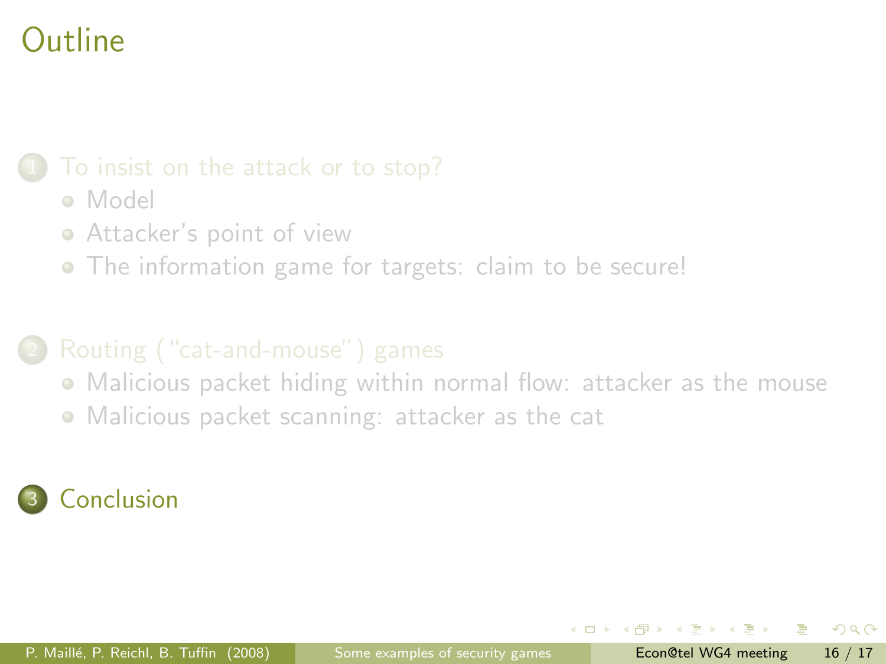# Outline

1. To insist on the attack or to stop?
   - Model
   - Attacker's point of view
   - The information game for targets: claim to be secure!

2. Routing ("cat-and-mouse") games
   - Malicious packet hiding within normal flow: attacker as the mouse
   - Malicious packet scanning: attacker as the cat

3. Conclusion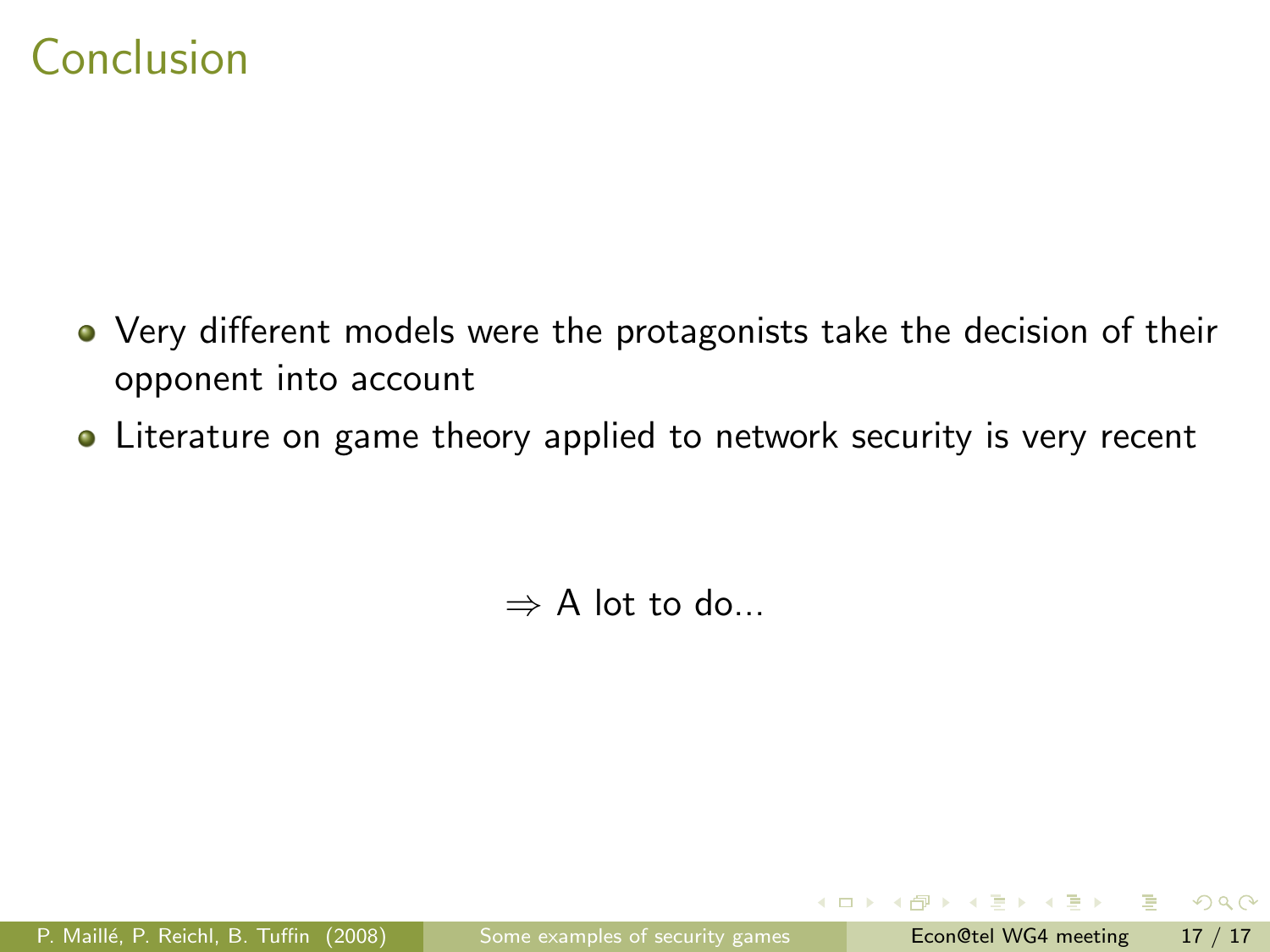# Conclusion

- Very different models were the protagonists take the decision of their opponent into account
- Literature on game theory applied to network security is very recent

$\Rightarrow$ A lot to do...